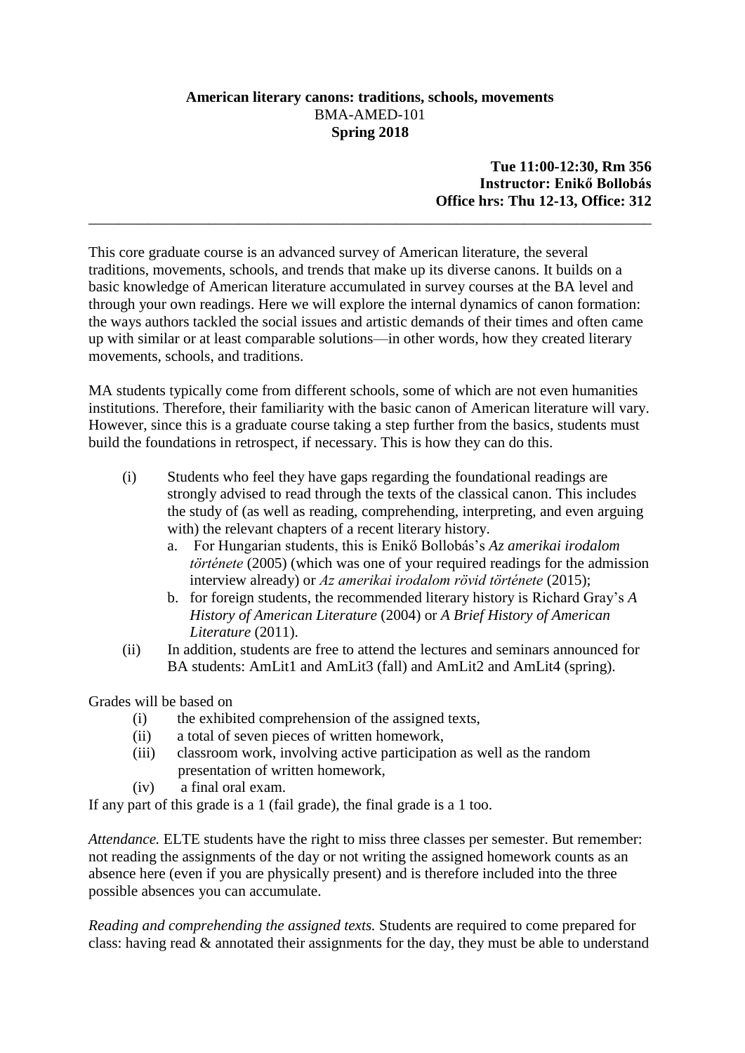**American literary canons: traditions, schools, movements**
BMA-AMED-101
**Spring 2018**

**Tue 11:00-12:30, Rm 356**
**Instructor: Enikő Bollobás**
**Office hrs: Thu 12-13, Office: 312**

---

This core graduate course is an advanced survey of American literature, the several traditions, movements, schools, and trends that make up its diverse canons. It builds on a basic knowledge of American literature accumulated in survey courses at the BA level and through your own readings. Here we will explore the internal dynamics of canon formation: the ways authors tackled the social issues and artistic demands of their times and often came up with similar or at least comparable solutions—in other words, how they created literary movements, schools, and traditions.

MA students typically come from different schools, some of which are not even humanities institutions. Therefore, their familiarity with the basic canon of American literature will vary. However, since this is a graduate course taking a step further from the basics, students must build the foundations in retrospect, if necessary. This is how they can do this.

(i) Students who feel they have gaps regarding the foundational readings are strongly advised to read through the texts of the classical canon. This includes the study of (as well as reading, comprehending, interpreting, and even arguing with) the relevant chapters of a recent literary history.
   a. For Hungarian students, this is Enikő Bollobás's *Az amerikai irodalom története* (2005) (which was one of your required readings for the admission interview already) or *Az amerikai irodalom rövid története* (2015);
   b. for foreign students, the recommended literary history is Richard Gray's *A History of American Literature* (2004) or *A Brief History of American Literature* (2011).

(ii) In addition, students are free to attend the lectures and seminars announced for BA students: AmLit1 and AmLit3 (fall) and AmLit2 and AmLit4 (spring).

Grades will be based on
(i) the exhibited comprehension of the assigned texts,
(ii) a total of seven pieces of written homework,
(iii) classroom work, involving active participation as well as the random presentation of written homework,
(iv) a final oral exam.

If any part of this grade is a 1 (fail grade), the final grade is a 1 too.

*Attendance.* ELTE students have the right to miss three classes per semester. But remember: not reading the assignments of the day or not writing the assigned homework counts as an absence here (even if you are physically present) and is therefore included into the three possible absences you can accumulate.

*Reading and comprehending the assigned texts.* Students are required to come prepared for class: having read & annotated their assignments for the day, they must be able to understand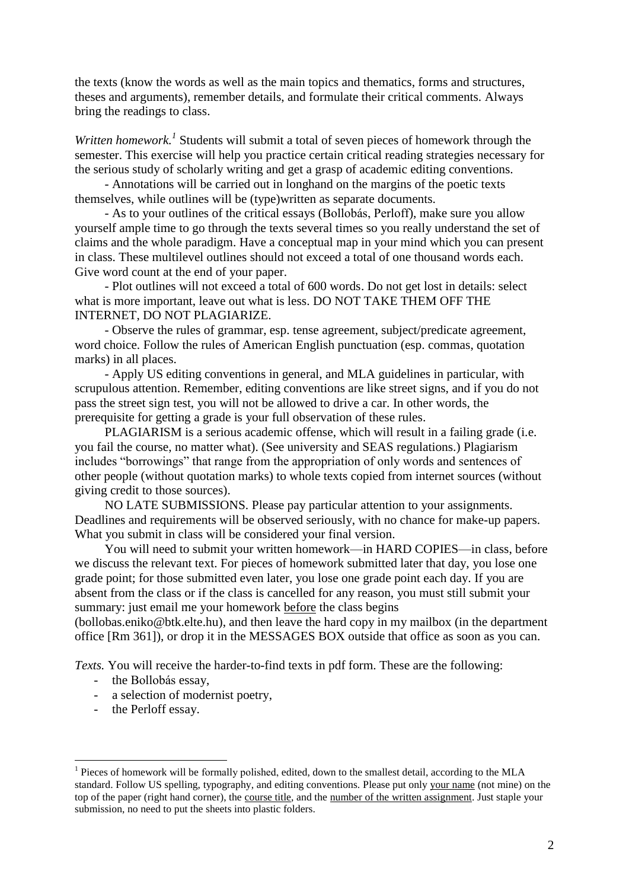the texts (know the words as well as the main topics and thematics, forms and structures, theses and arguments), remember details, and formulate their critical comments. Always bring the readings to class.

*Written homework.*[1] Students will submit a total of seven pieces of homework through the semester. This exercise will help you practice certain critical reading strategies necessary for the serious study of scholarly writing and get a grasp of academic editing conventions.

- Annotations will be carried out in longhand on the margins of the poetic texts themselves, while outlines will be (type)written as separate documents.
- As to your outlines of the critical essays (Bollobás, Perloff), make sure you allow yourself ample time to go through the texts several times so you really understand the set of claims and the whole paradigm. Have a conceptual map in your mind which you can present in class. These multilevel outlines should not exceed a total of one thousand words each. Give word count at the end of your paper.
- Plot outlines will not exceed a total of 600 words. Do not get lost in details: select what is more important, leave out what is less. DO NOT TAKE THEM OFF THE INTERNET, DO NOT PLAGIARIZE.
- Observe the rules of grammar, esp. tense agreement, subject/predicate agreement, word choice. Follow the rules of American English punctuation (esp. commas, quotation marks) in all places.
- Apply US editing conventions in general, and MLA guidelines in particular, with scrupulous attention. Remember, editing conventions are like street signs, and if you do not pass the street sign test, you will not be allowed to drive a car. In other words, the prerequisite for getting a grade is your full observation of these rules.

PLAGIARISM is a serious academic offense, which will result in a failing grade (i.e. you fail the course, no matter what). (See university and SEAS regulations.) Plagiarism includes "borrowings" that range from the appropriation of only words and sentences of other people (without quotation marks) to whole texts copied from internet sources (without giving credit to those sources).

NO LATE SUBMISSIONS. Please pay particular attention to your assignments. Deadlines and requirements will be observed seriously, with no chance for make-up papers. What you submit in class will be considered your final version.

You will need to submit your written homework—in HARD COPIES—in class, before we discuss the relevant text. For pieces of homework submitted later that day, you lose one grade point; for those submitted even later, you lose one grade point each day. If you are absent from the class or if the class is cancelled for any reason, you must still submit your summary: just email me your homework <u>before</u> the class begins (bollobas.eniko@btk.elte.hu), and then leave the hard copy in my mailbox (in the department office [Rm 361]), or drop it in the MESSAGES BOX outside that office as soon as you can.

*Texts.* You will receive the harder-to-find texts in pdf form. These are the following:

- the Bollobás essay,
- a selection of modernist poetry,
- the Perloff essay.

---

[1] Pieces of homework will be formally polished, edited, down to the smallest detail, according to the MLA standard. Follow US spelling, typography, and editing conventions. Please put only <u>your name</u> (not mine) on the top of the paper (right hand corner), the <u>course title</u>, and the <u>number of the written assignment</u>. Just staple your submission, no need to put the sheets into plastic folders.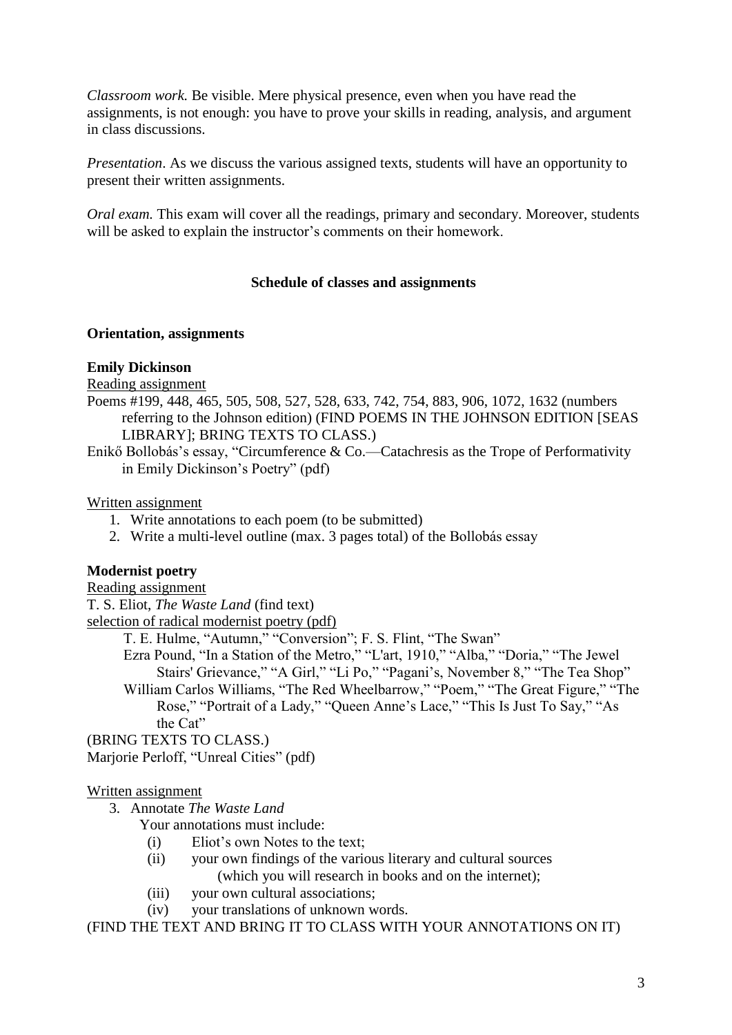*Classroom work.* Be visible. Mere physical presence, even when you have read the assignments, is not enough: you have to prove your skills in reading, analysis, and argument in class discussions.

*Presentation*. As we discuss the various assigned texts, students will have an opportunity to present their written assignments.

*Oral exam.* This exam will cover all the readings, primary and secondary. Moreover, students will be asked to explain the instructor's comments on their homework.

## Schedule of classes and assignments

### Orientation, assignments

### Emily Dickinson

<u>Reading assignment</u>

Poems #199, 448, 465, 505, 508, 527, 528, 633, 742, 754, 883, 906, 1072, 1632 (numbers referring to the Johnson edition) (FIND POEMS IN THE JOHNSON EDITION [SEAS LIBRARY]; BRING TEXTS TO CLASS.)

Enikő Bollobás's essay, "Circumference & Co.—Catachresis as the Trope of Performativity in Emily Dickinson's Poetry" (pdf)

<u>Written assignment</u>

1. Write annotations to each poem (to be submitted)
2. Write a multi-level outline (max. 3 pages total) of the Bollobás essay

### Modernist poetry

<u>Reading assignment</u>

T. S. Eliot, *The Waste Land* (find text)

<u>selection of radical modernist poetry (pdf)</u>

T. E. Hulme, "Autumn," "Conversion"; F. S. Flint, "The Swan"

Ezra Pound, "In a Station of the Metro," "L'art, 1910," "Alba," "Doria," "The Jewel Stairs' Grievance," "A Girl," "Li Po," "Pagani's, November 8," "The Tea Shop"

William Carlos Williams, "The Red Wheelbarrow," "Poem," "The Great Figure," "The Rose," "Portrait of a Lady," "Queen Anne's Lace," "This Is Just To Say," "As the Cat"

(BRING TEXTS TO CLASS.)

Marjorie Perloff, "Unreal Cities" (pdf)

<u>Written assignment</u>

3. Annotate *The Waste Land*

   Your annotations must include:

   (i) Eliot's own Notes to the text;
   (ii) your own findings of the various literary and cultural sources (which you will research in books and on the internet);
   (iii) your own cultural associations;
   (iv) your translations of unknown words.

(FIND THE TEXT AND BRING IT TO CLASS WITH YOUR ANNOTATIONS ON IT)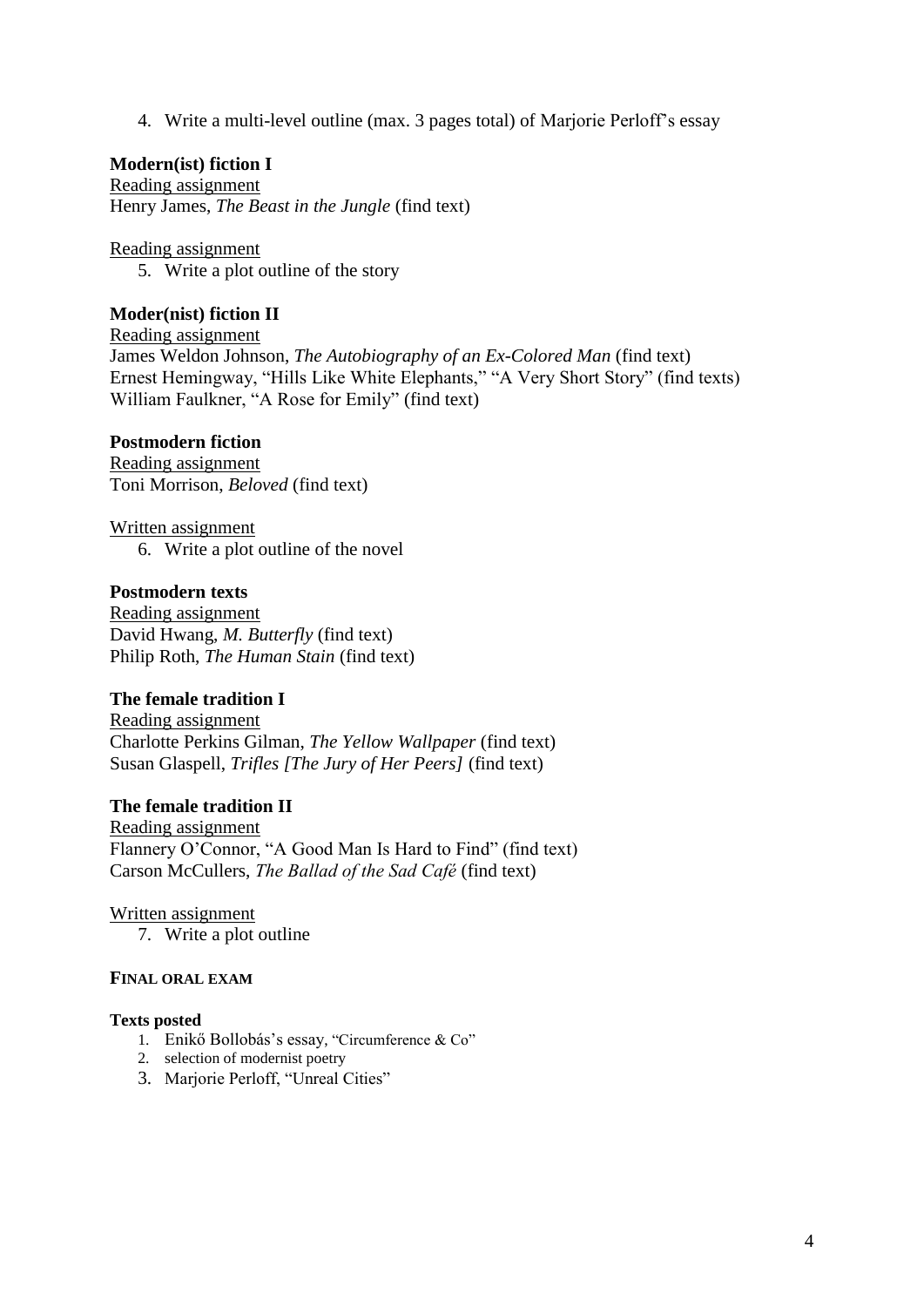4. Write a multi-level outline (max. 3 pages total) of Marjorie Perloff's essay

**Modern(ist) fiction I**

<u>Reading assignment</u>
Henry James, *The Beast in the Jungle* (find text)

<u>Reading assignment</u>

5. Write a plot outline of the story

**Moder(nist) fiction II**

<u>Reading assignment</u>
James Weldon Johnson, *The Autobiography of an Ex-Colored Man* (find text)
Ernest Hemingway, "Hills Like White Elephants," "A Very Short Story" (find texts)
William Faulkner, "A Rose for Emily" (find text)

**Postmodern fiction**

<u>Reading assignment</u>
Toni Morrison, *Beloved* (find text)

<u>Written assignment</u>

6. Write a plot outline of the novel

**Postmodern texts**

<u>Reading assignment</u>
David Hwang, *M. Butterfly* (find text)
Philip Roth, *The Human Stain* (find text)

**The female tradition I**

<u>Reading assignment</u>
Charlotte Perkins Gilman, *The Yellow Wallpaper* (find text)
Susan Glaspell, *Trifles [The Jury of Her Peers]* (find text)

**The female tradition II**

<u>Reading assignment</u>
Flannery O'Connor, "A Good Man Is Hard to Find" (find text)
Carson McCullers, *The Ballad of the Sad Café* (find text)

<u>Written assignment</u>

7. Write a plot outline

**FINAL ORAL EXAM**

**Texts posted**

1. Enikő Bollobás's essay, "Circumference & Co"
2. selection of modernist poetry
3. Marjorie Perloff, "Unreal Cities"